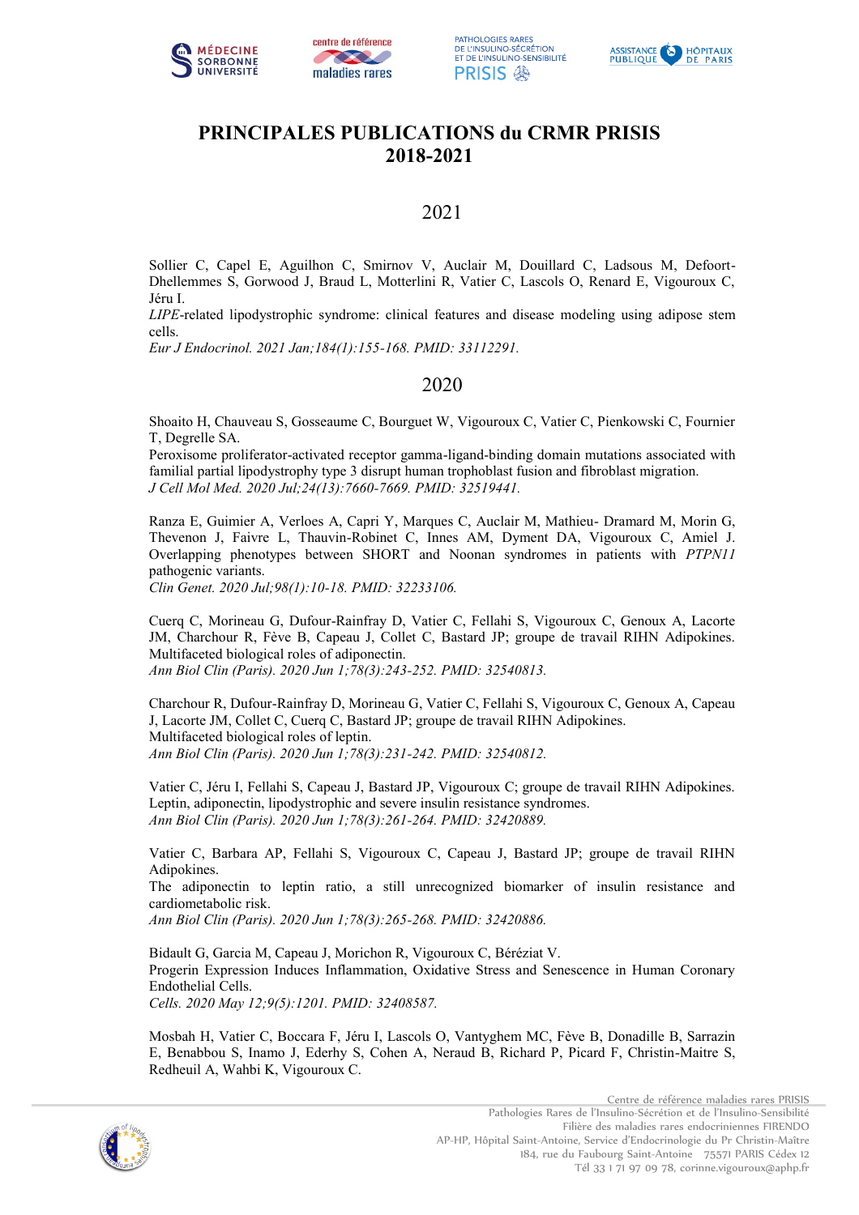# PRINCIPALES PUBLICATIONS du CRMR PRISIS 2018-2021

## 2021

Sollier C, Capel E, Aguilhon C, Smirnov V, Auclair M, Douillard C, Ladsous M, Defoort-Dhellemmes S, Gorwood J, Braud L, Motterlini R, Vatier C, Lascols O, Renard E, Vigouroux C, Jéru I.
*LIPE*-related lipodystrophic syndrome: clinical features and disease modeling using adipose stem cells.
*Eur J Endocrinol. 2021 Jan;184(1):155-168. PMID: 33112291.*

## 2020

Shoaito H, Chauveau S, Gosseaume C, Bourguet W, Vigouroux C, Vatier C, Pienkowski C, Fournier T, Degrelle SA.
Peroxisome proliferator-activated receptor gamma-ligand-binding domain mutations associated with familial partial lipodystrophy type 3 disrupt human trophoblast fusion and fibroblast migration.
*J Cell Mol Med. 2020 Jul;24(13):7660-7669. PMID: 32519441.*

Ranza E, Guimier A, Verloes A, Capri Y, Marques C, Auclair M, Mathieu- Dramard M, Morin G, Thevenon J, Faivre L, Thauvin-Robinet C, Innes AM, Dyment DA, Vigouroux C, Amiel J.
Overlapping phenotypes between SHORT and Noonan syndromes in patients with *PTPN11* pathogenic variants.
*Clin Genet. 2020 Jul;98(1):10-18. PMID: 32233106.*

Cuerq C, Morineau G, Dufour-Rainfray D, Vatier C, Fellahi S, Vigouroux C, Genoux A, Lacorte JM, Charchour R, Fève B, Capeau J, Collet C, Bastard JP; groupe de travail RIHN Adipokines.
Multifaceted biological roles of adiponectin.
*Ann Biol Clin (Paris). 2020 Jun 1;78(3):243-252. PMID: 32540813.*

Charchour R, Dufour-Rainfray D, Morineau G, Vatier C, Fellahi S, Vigouroux C, Genoux A, Capeau J, Lacorte JM, Collet C, Cuerq C, Bastard JP; groupe de travail RIHN Adipokines.
Multifaceted biological roles of leptin.
*Ann Biol Clin (Paris). 2020 Jun 1;78(3):231-242. PMID: 32540812.*

Vatier C, Jéru I, Fellahi S, Capeau J, Bastard JP, Vigouroux C; groupe de travail RIHN Adipokines.
Leptin, adiponectin, lipodystrophic and severe insulin resistance syndromes.
*Ann Biol Clin (Paris). 2020 Jun 1;78(3):261-264. PMID: 32420889.*

Vatier C, Barbara AP, Fellahi S, Vigouroux C, Capeau J, Bastard JP; groupe de travail RIHN Adipokines.
The adiponectin to leptin ratio, a still unrecognized biomarker of insulin resistance and cardiometabolic risk.
*Ann Biol Clin (Paris). 2020 Jun 1;78(3):265-268. PMID: 32420886.*

Bidault G, Garcia M, Capeau J, Morichon R, Vigouroux C, Béréziat V.
Progerin Expression Induces Inflammation, Oxidative Stress and Senescence in Human Coronary Endothelial Cells.
*Cells. 2020 May 12;9(5):1201. PMID: 32408587.*

Mosbah H, Vatier C, Boccara F, Jéru I, Lascols O, Vantyghem MC, Fève B, Donadille B, Sarrazin E, Benabbou S, Inamo J, Ederhy S, Cohen A, Neraud B, Richard P, Picard F, Christin-Maitre S, Redheuil A, Wahbi K, Vigouroux C.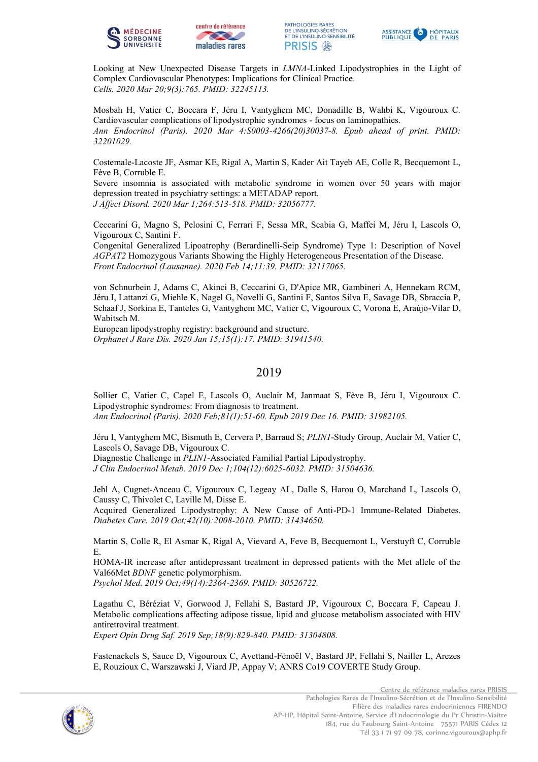Looking at New Unexpected Disease Targets in *LMNA*-Linked Lipodystrophies in the Light of Complex Cardiovascular Phenotypes: Implications for Clinical Practice.
*Cells. 2020 Mar 20;9(3):765. PMID: 32245113.*

Mosbah H, Vatier C, Boccara F, Jéru I, Vantyghem MC, Donadille B, Wahbi K, Vigouroux C.
Cardiovascular complications of lipodystrophic syndromes - focus on laminopathies.
*Ann Endocrinol (Paris). 2020 Mar 4:S0003-4266(20)30037-8. Epub ahead of print. PMID: 32201029.*

Costemale-Lacoste JF, Asmar KE, Rigal A, Martin S, Kader Ait Tayeb AE, Colle R, Becquemont L, Fève B, Corruble E.
Severe insomnia is associated with metabolic syndrome in women over 50 years with major depression treated in psychiatry settings: a METADAP report.
*J Affect Disord. 2020 Mar 1;264:513-518. PMID: 32056777.*

Ceccarini G, Magno S, Pelosini C, Ferrari F, Sessa MR, Scabia G, Maffei M, Jéru I, Lascols O, Vigouroux C, Santini F.
Congenital Generalized Lipoatrophy (Berardinelli-Seip Syndrome) Type 1: Description of Novel *AGPAT2* Homozygous Variants Showing the Highly Heterogeneous Presentation of the Disease.
*Front Endocrinol (Lausanne). 2020 Feb 14;11:39. PMID: 32117065.*

von Schnurbein J, Adams C, Akinci B, Ceccarini G, D'Apice MR, Gambineri A, Hennekam RCM, Jéru I, Lattanzi G, Miehle K, Nagel G, Novelli G, Santini F, Santos Silva E, Savage DB, Sbraccia P, Schaaf J, Sorkina E, Tanteles G, Vantyghem MC, Vatier C, Vigouroux C, Vorona E, Araújo-Vilar D, Wabitsch M.
European lipodystrophy registry: background and structure.
*Orphanet J Rare Dis. 2020 Jan 15;15(1):17. PMID: 31941540.*

## 2019

Sollier C, Vatier C, Capel E, Lascols O, Auclair M, Janmaat S, Fève B, Jéru I, Vigouroux C.
Lipodystrophic syndromes: From diagnosis to treatment.
*Ann Endocrinol (Paris). 2020 Feb;81(1):51-60. Epub 2019 Dec 16. PMID: 31982105.*

Jéru I, Vantyghem MC, Bismuth E, Cervera P, Barraud S; *PLIN1*-Study Group, Auclair M, Vatier C, Lascols O, Savage DB, Vigouroux C.
Diagnostic Challenge in *PLIN1*-Associated Familial Partial Lipodystrophy.
*J Clin Endocrinol Metab. 2019 Dec 1;104(12):6025-6032. PMID: 31504636.*

Jehl A, Cugnet-Anceau C, Vigouroux C, Legeay AL, Dalle S, Harou O, Marchand L, Lascols O, Caussy C, Thivolet C, Laville M, Disse E.
Acquired Generalized Lipodystrophy: A New Cause of Anti-PD-1 Immune-Related Diabetes.
*Diabetes Care. 2019 Oct;42(10):2008-2010. PMID: 31434650.*

Martin S, Colle R, El Asmar K, Rigal A, Vievard A, Feve B, Becquemont L, Verstuyft C, Corruble E.
HOMA-IR increase after antidepressant treatment in depressed patients with the Met allele of the Val66Met *BDNF* genetic polymorphism.
*Psychol Med. 2019 Oct;49(14):2364-2369. PMID: 30526722.*

Lagathu C, Béréziat V, Gorwood J, Fellahi S, Bastard JP, Vigouroux C, Boccara F, Capeau J.
Metabolic complications affecting adipose tissue, lipid and glucose metabolism associated with HIV antiretroviral treatment.
*Expert Opin Drug Saf. 2019 Sep;18(9):829-840. PMID: 31304808.*

Fastenackels S, Sauce D, Vigouroux C, Avettand-Fènoël V, Bastard JP, Fellahi S, Nailler L, Arezes E, Rouzioux C, Warszawski J, Viard JP, Appay V; ANRS Co19 COVERTE Study Group.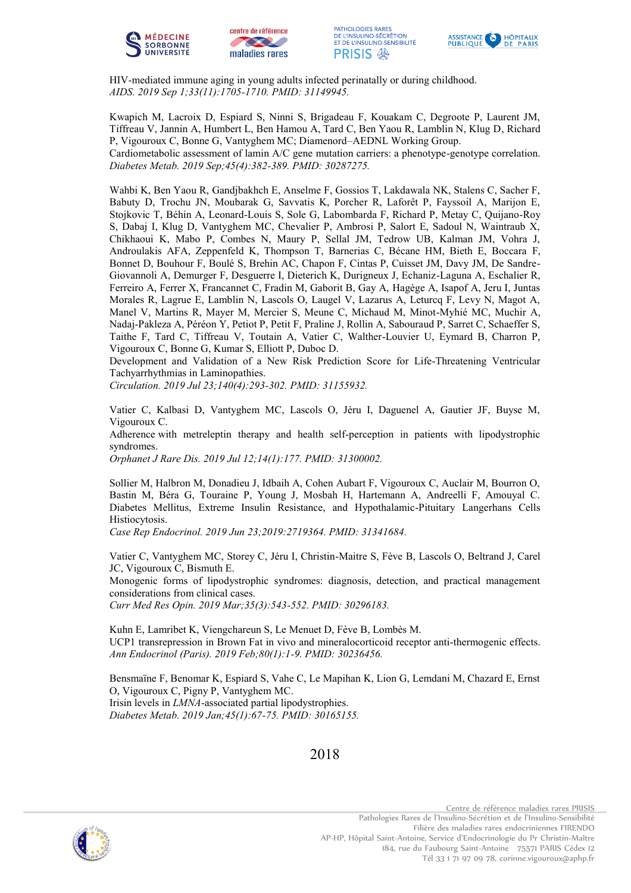HIV-mediated immune aging in young adults infected perinatally or during childhood.
*AIDS. 2019 Sep 1;33(11):1705-1710. PMID: 31149945.*

Kwapich M, Lacroix D, Espiard S, Ninni S, Brigadeau F, Kouakam C, Degroote P, Laurent JM, Tiffreau V, Jannin A, Humbert L, Ben Hamou A, Tard C, Ben Yaou R, Lamblin N, Klug D, Richard P, Vigouroux C, Bonne G, Vantyghem MC; Diamenord–AEDNL Working Group.
Cardiometabolic assessment of lamin A/C gene mutation carriers: a phenotype-genotype correlation.
*Diabetes Metab. 2019 Sep;45(4):382-389. PMID: 30287275.*

Wahbi K, Ben Yaou R, Gandjbakhch E, Anselme F, Gossios T, Lakdawala NK, Stalens C, Sacher F, Babuty D, Trochu JN, Moubarak G, Savvatis K, Porcher R, Laforêt P, Fayssoil A, Marijon E, Stojkovic T, Béhin A, Leonard-Louis S, Sole G, Labombarda F, Richard P, Metay C, Quijano-Roy S, Dabaj I, Klug D, Vantyghem MC, Chevalier P, Ambrosi P, Salort E, Sadoul N, Waintraub X, Chikhaoui K, Mabo P, Combes N, Maury P, Sellal JM, Tedrow UB, Kalman JM, Vohra J, Androulakis AFA, Zeppenfeld K, Thompson T, Barnerias C, Bécane HM, Bieth E, Boccara F, Bonnet D, Bouhour F, Boulé S, Brehin AC, Chapon F, Cintas P, Cuisset JM, Davy JM, De Sandre-Giovannoli A, Demurger F, Desguerre I, Dieterich K, Durigneux J, Echaniz-Laguna A, Eschalier R, Ferreiro A, Ferrer X, Francannet C, Fradin M, Gaborit B, Gay A, Hagège A, Isapof A, Jeru I, Juntas Morales R, Lagrue E, Lamblin N, Lascols O, Laugel V, Lazarus A, Leturcq F, Levy N, Magot A, Manel V, Martins R, Mayer M, Mercier S, Meune C, Michaud M, Minot-Myhié MC, Muchir A, Nadaj-Pakleza A, Péréon Y, Petiot P, Petit F, Praline J, Rollin A, Sabouraud P, Sarret C, Schaeffer S, Taithe F, Tard C, Tiffreau V, Toutain A, Vatier C, Walther-Louvier U, Eymard B, Charron P, Vigouroux C, Bonne G, Kumar S, Elliott P, Duboc D.
Development and Validation of a New Risk Prediction Score for Life-Threatening Ventricular Tachyarrhythmias in Laminopathies.
*Circulation. 2019 Jul 23;140(4):293-302. PMID: 31155932.*

Vatier C, Kalbasi D, Vantyghem MC, Lascols O, Jéru I, Daguenel A, Gautier JF, Buyse M, Vigouroux C.
Adherence with metreleptin therapy and health self-perception in patients with lipodystrophic syndromes.
*Orphanet J Rare Dis. 2019 Jul 12;14(1):177. PMID: 31300002.*

Sollier M, Halbron M, Donadieu J, Idbaih A, Cohen Aubart F, Vigouroux C, Auclair M, Bourron O, Bastin M, Béra G, Touraine P, Young J, Mosbah H, Hartemann A, Andreelli F, Amouyal C. Diabetes Mellitus, Extreme Insulin Resistance, and Hypothalamic-Pituitary Langerhans Cells Histiocytosis.
*Case Rep Endocrinol. 2019 Jun 23;2019:2719364. PMID: 31341684.*

Vatier C, Vantyghem MC, Storey C, Jéru I, Christin-Maitre S, Fève B, Lascols O, Beltrand J, Carel JC, Vigouroux C, Bismuth E.
Monogenic forms of lipodystrophic syndromes: diagnosis, detection, and practical management considerations from clinical cases.
*Curr Med Res Opin. 2019 Mar;35(3):543-552. PMID: 30296183.*

Kuhn E, Lamribet K, Viengchareun S, Le Menuet D, Fève B, Lombès M.
UCP1 transrepression in Brown Fat in vivo and mineralocorticoid receptor anti-thermogenic effects.
*Ann Endocrinol (Paris). 2019 Feb;80(1):1-9. PMID: 30236456.*

Bensmaïne F, Benomar K, Espiard S, Vahe C, Le Mapihan K, Lion G, Lemdani M, Chazard E, Ernst O, Vigouroux C, Pigny P, Vantyghem MC.
Irisin levels in *LMNA*-associated partial lipodystrophies.
*Diabetes Metab. 2019 Jan;45(1):67-75. PMID: 30165155.*

## 2018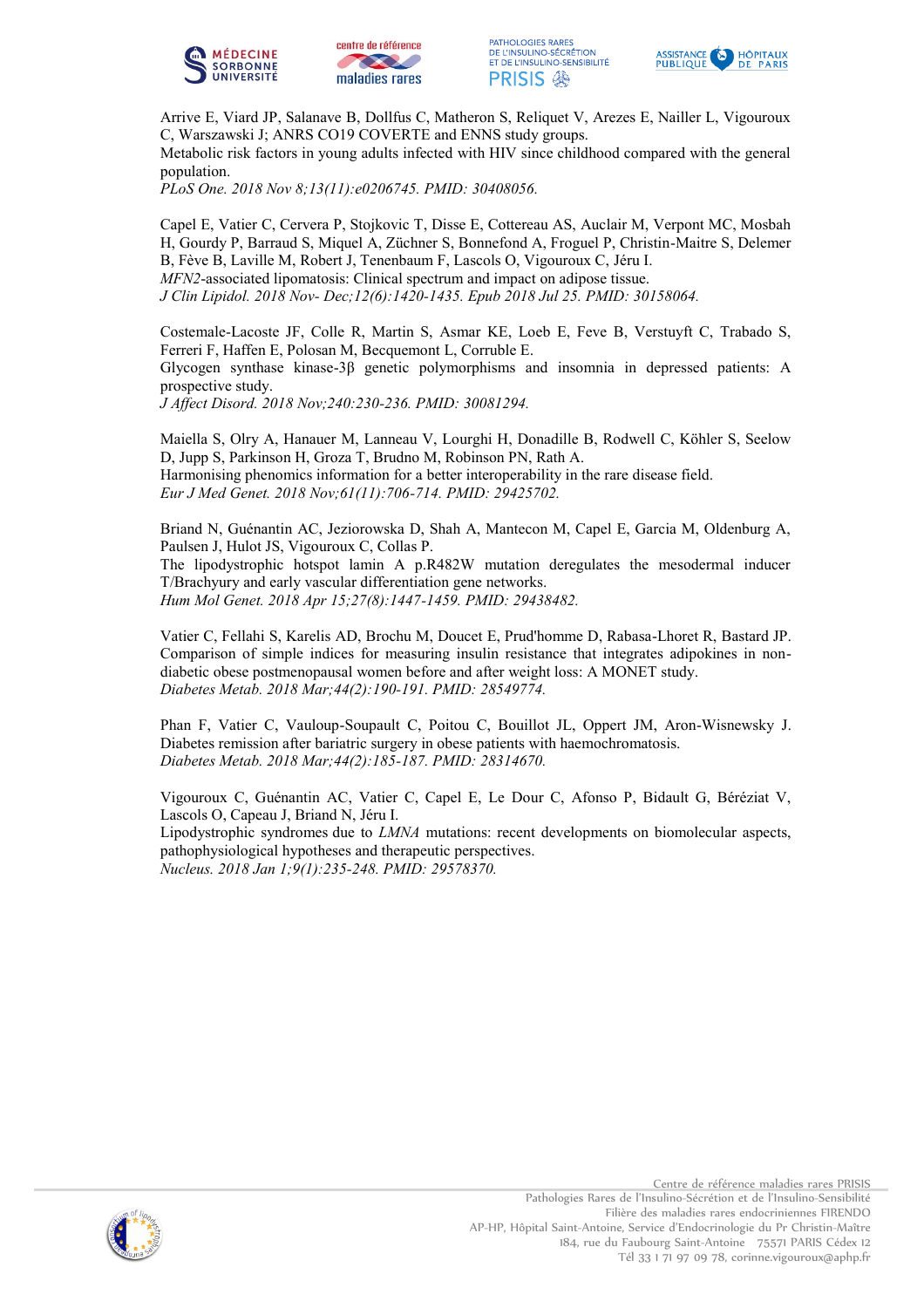Arrive E, Viard JP, Salanave B, Dollfus C, Matheron S, Reliquet V, Arezes E, Nailler L, Vigouroux C, Warszawski J; ANRS CO19 COVERTE and ENNS study groups.
Metabolic risk factors in young adults infected with HIV since childhood compared with the general population.
*PLoS One. 2018 Nov 8;13(11):e0206745. PMID: 30408056.*

Capel E, Vatier C, Cervera P, Stojkovic T, Disse E, Cottereau AS, Auclair M, Verpont MC, Mosbah H, Gourdy P, Barraud S, Miquel A, Züchner S, Bonnefond A, Froguel P, Christin-Maitre S, Delemer B, Fève B, Laville M, Robert J, Tenenbaum F, Lascols O, Vigouroux C, Jéru I.
*MFN2*-associated lipomatosis: Clinical spectrum and impact on adipose tissue.
*J Clin Lipidol. 2018 Nov- Dec;12(6):1420-1435. Epub 2018 Jul 25. PMID: 30158064.*

Costemale-Lacoste JF, Colle R, Martin S, Asmar KE, Loeb E, Feve B, Verstuyft C, Trabado S, Ferreri F, Haffen E, Polosan M, Becquemont L, Corruble E.
Glycogen synthase kinase-3β genetic polymorphisms and insomnia in depressed patients: A prospective study.
*J Affect Disord. 2018 Nov;240:230-236. PMID: 30081294.*

Maiella S, Olry A, Hanauer M, Lanneau V, Lourghi H, Donadille B, Rodwell C, Köhler S, Seelow D, Jupp S, Parkinson H, Groza T, Brudno M, Robinson PN, Rath A.
Harmonising phenomics information for a better interoperability in the rare disease field.
*Eur J Med Genet. 2018 Nov;61(11):706-714. PMID: 29425702.*

Briand N, Guénantin AC, Jeziorowska D, Shah A, Mantecon M, Capel E, Garcia M, Oldenburg A, Paulsen J, Hulot JS, Vigouroux C, Collas P.
The lipodystrophic hotspot lamin A p.R482W mutation deregulates the mesodermal inducer T/Brachyury and early vascular differentiation gene networks.
*Hum Mol Genet. 2018 Apr 15;27(8):1447-1459. PMID: 29438482.*

Vatier C, Fellahi S, Karelis AD, Brochu M, Doucet E, Prud'homme D, Rabasa-Lhoret R, Bastard JP.
Comparison of simple indices for measuring insulin resistance that integrates adipokines in non-diabetic obese postmenopausal women before and after weight loss: A MONET study.
*Diabetes Metab. 2018 Mar;44(2):190-191. PMID: 28549774.*

Phan F, Vatier C, Vauloup-Soupault C, Poitou C, Bouillot JL, Oppert JM, Aron-Wisnewsky J.
Diabetes remission after bariatric surgery in obese patients with haemochromatosis.
*Diabetes Metab. 2018 Mar;44(2):185-187. PMID: 28314670.*

Vigouroux C, Guénantin AC, Vatier C, Capel E, Le Dour C, Afonso P, Bidault G, Béréziat V, Lascols O, Capeau J, Briand N, Jéru I.
Lipodystrophic syndromes due to *LMNA* mutations: recent developments on biomolecular aspects, pathophysiological hypotheses and therapeutic perspectives.
*Nucleus. 2018 Jan 1;9(1):235-248. PMID: 29578370.*